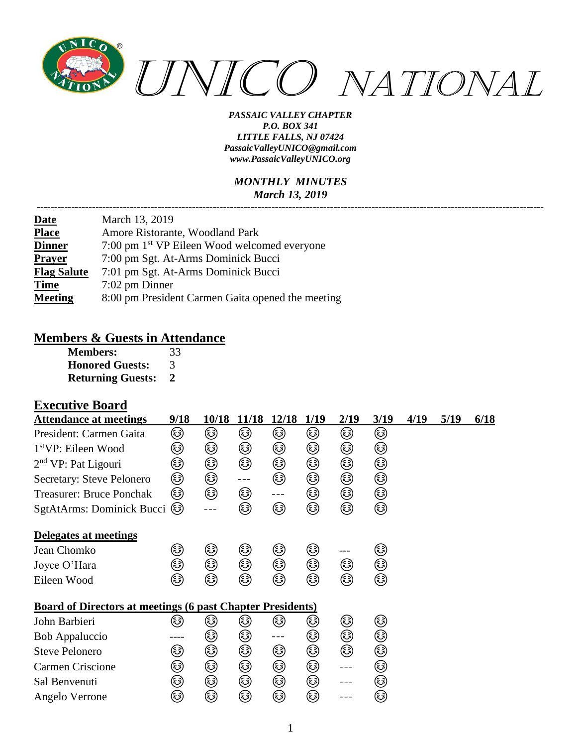# UNICO NATIONAL

***PASSAIC VALLEY CHAPTER***
***P.O. BOX 341***
***LITTLE FALLS, NJ 07424***
***PassaicValleyUNICO@gmail.com***
***www.PassaicValleyUNICO.org***

***MONTHLY MINUTES***
***March 13, 2019***

---

| | |
|---|---|
| **Date** | March 13, 2019 |
| **Place** | Amore Ristorante, Woodland Park |
| **Dinner** | 7:00 pm 1st VP Eileen Wood welcomed everyone |
| **Prayer** | 7:00 pm Sgt. At-Arms Dominick Bucci |
| **Flag Salute** | 7:01 pm Sgt. At-Arms Dominick Bucci |
| **Time** | 7:02 pm Dinner |
| **Meeting** | 8:00 pm President Carmen Gaita opened the meeting |

## Members & Guests in Attendance

| | |
|---|---|
| **Members:** | 33 |
| **Honored Guests:** | 3 |
| **Returning Guests:** | **2** |

## Executive Board

| **Attendance at meetings** | **9/18** | **10/18** | **11/18** | **12/18** | **1/19** | **2/19** | **3/19** | **4/19** | **5/19** | **6/18** |
|---|---|---|---|---|---|---|---|---|---|---|
| President: Carmen Gaita | 😊 | 😊 | 😊 | 😊 | 😊 | 😊 | 😊 | | | |
| 1stVP: Eileen Wood | 😊 | 😊 | 😊 | 😊 | 😊 | 😊 | 😊 | | | |
| 2nd VP: Pat Ligouri | 😊 | 😊 | 😊 | 😊 | 😊 | 😊 | 😊 | | | |
| Secretary: Steve Pelonero | 😊 | 😊 | --- | 😊 | 😊 | 😊 | 😊 | | | |
| Treasurer: Bruce Ponchak | 😊 | 😊 | 😊 | --- | 😊 | 😊 | 😊 | | | |
| SgtAtArms: Dominick Bucci | 😊 | --- | 😊 | 😊 | 😊 | 😊 | 😊 | | | |
| **Delegates at meetings** | | | | | | | | | | |
| Jean Chomko | 😊 | 😊 | 😊 | 😊 | 😊 | --- | 😊 | | | |
| Joyce O'Hara | 😊 | 😊 | 😊 | 😊 | 😊 | 😊 | 😊 | | | |
| Eileen Wood | 😊 | 😊 | 😊 | 😊 | 😊 | 😊 | 😊 | | | |
| **Board of Directors at meetings (6 past Chapter Presidents)** | | | | | | | | | | |
| John Barbieri | 😊 | 😊 | 😊 | 😊 | 😊 | 😊 | 😊 | | | |
| Bob Appaluccio | ---- | 😊 | 😊 | --- | 😊 | 😊 | 😊 | | | |
| Steve Pelonero | 😊 | 😊 | 😊 | 😊 | 😊 | 😊 | 😊 | | | |
| Carmen Criscione | 😊 | 😊 | 😊 | 😊 | 😊 | --- | 😊 | | | |
| Sal Benvenuti | 😊 | 😊 | 😊 | 😊 | 😊 | --- | 😊 | | | |
| Angelo Verrone | 😊 | 😊 | 😊 | 😊 | 😊 | --- | 😊 | | | |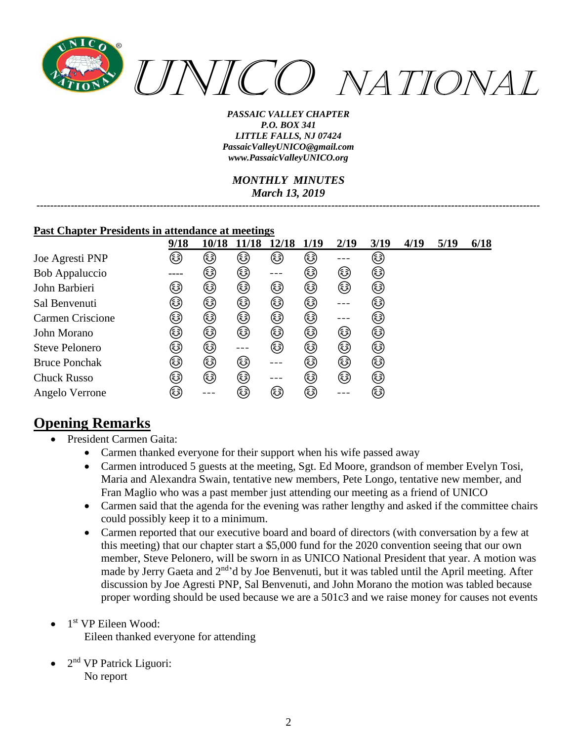*UNICO NATIONAL*

***PASSAIC VALLEY CHAPTER***
***P.O. BOX 341***
***LITTLE FALLS, NJ 07424***
***PassaicValleyUNICO@gmail.com***
***www.PassaicValleyUNICO.org***

***MONTHLY MINUTES***
***March 13, 2019***

---

**Past Chapter Presidents in attendance at meetings**

| | 9/18 | 10/18 | 11/18 | 12/18 | 1/19 | 2/19 | 3/19 | 4/19 | 5/19 | 6/18 |
|---|---|---|---|---|---|---|---|---|---|---|
| Joe Agresti PNP | 😊 | 😊 | 😊 | 😊 | 😊 | --- | 😊 | | | |
| Bob Appaluccio | ---- | 😊 | 😊 | --- | 😊 | 😊 | 😊 | | | |
| John Barbieri | 😊 | 😊 | 😊 | 😊 | 😊 | 😊 | 😊 | | | |
| Sal Benvenuti | 😊 | 😊 | 😊 | 😊 | 😊 | --- | 😊 | | | |
| Carmen Criscione | 😊 | 😊 | 😊 | 😊 | 😊 | --- | 😊 | | | |
| John Morano | 😊 | 😊 | 😊 | 😊 | 😊 | 😊 | 😊 | | | |
| Steve Pelonero | 😊 | 😊 | --- | 😊 | 😊 | 😊 | 😊 | | | |
| Bruce Ponchak | 😊 | 😊 | 😊 | --- | 😊 | 😊 | 😊 | | | |
| Chuck Russo | 😊 | 😊 | 😊 | --- | 😊 | 😊 | 😊 | | | |
| Angelo Verrone | 😊 | --- | 😊 | 😊 | 😊 | --- | 😊 | | | |

# Opening Remarks

- President Carmen Gaita:
  - Carmen thanked everyone for their support when his wife passed away
  - Carmen introduced 5 guests at the meeting, Sgt. Ed Moore, grandson of member Evelyn Tosi, Maria and Alexandra Swain, tentative new members, Pete Longo, tentative new member, and Fran Maglio who was a past member just attending our meeting as a friend of UNICO
  - Carmen said that the agenda for the evening was rather lengthy and asked if the committee chairs could possibly keep it to a minimum.
  - Carmen reported that our executive board and board of directors (with conversation by a few at this meeting) that our chapter start a $5,000 fund for the 2020 convention seeing that our own member, Steve Pelonero, will be sworn in as UNICO National President that year. A motion was made by Jerry Gaeta and 2nd'd by Joe Benvenuti, but it was tabled until the April meeting. After discussion by Joe Agresti PNP, Sal Benvenuti, and John Morano the motion was tabled because proper wording should be used because we are a 501c3 and we raise money for causes not events

- 1st VP Eileen Wood:
  Eileen thanked everyone for attending

- 2nd VP Patrick Liguori:
  No report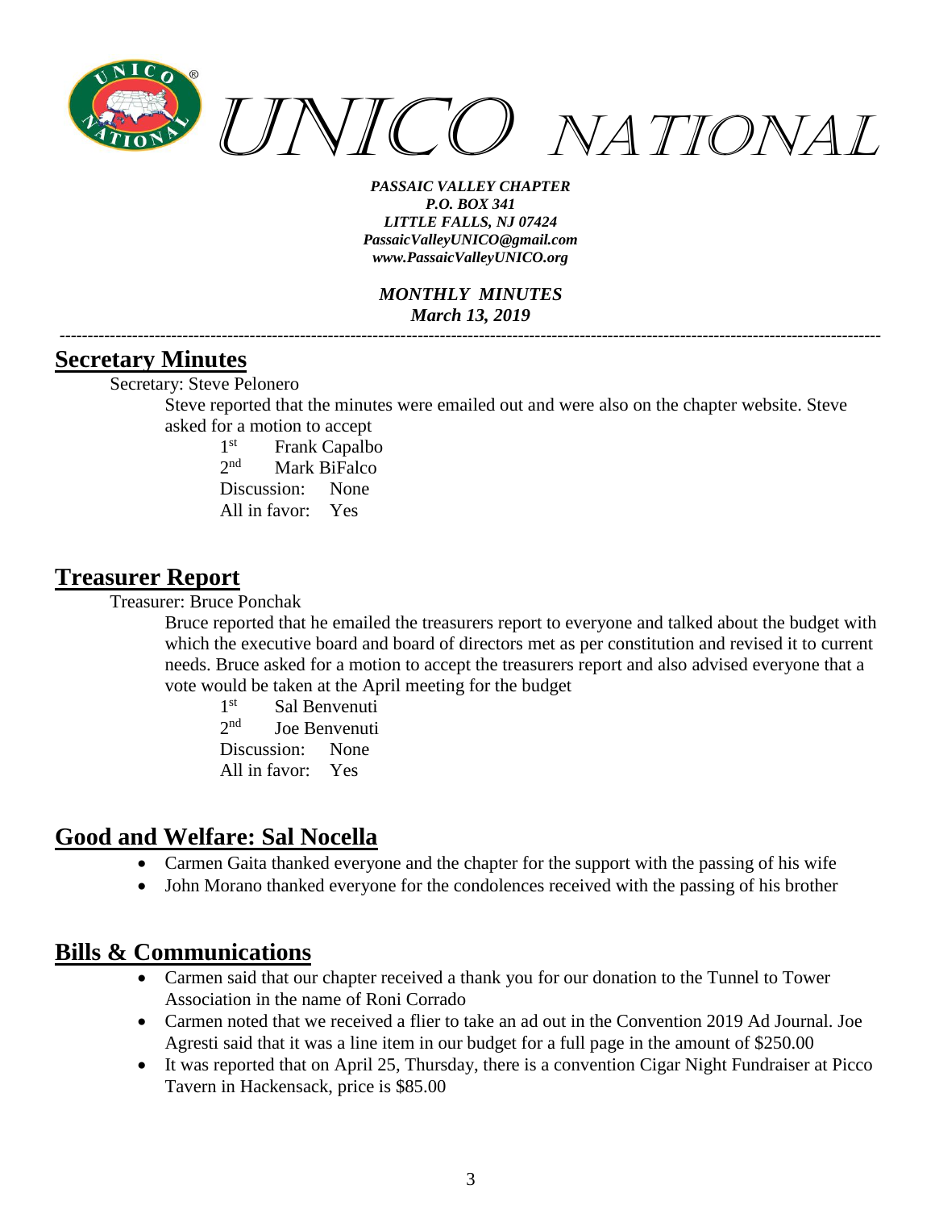## Secretary Minutes

Secretary: Steve Pelonero

Steve reported that the minutes were emailed out and were also on the chapter website. Steve asked for a motion to accept

1st Frank Capalbo
2nd Mark BiFalco
Discussion: None
All in favor: Yes

## Treasurer Report

Treasurer: Bruce Ponchak

Bruce reported that he emailed the treasurers report to everyone and talked about the budget with which the executive board and board of directors met as per constitution and revised it to current needs. Bruce asked for a motion to accept the treasurers report and also advised everyone that a vote would be taken at the April meeting for the budget

1st Sal Benvenuti
2nd Joe Benvenuti
Discussion: None
All in favor: Yes

## Good and Welfare: Sal Nocella

- Carmen Gaita thanked everyone and the chapter for the support with the passing of his wife
- John Morano thanked everyone for the condolences received with the passing of his brother

## Bills & Communications

- Carmen said that our chapter received a thank you for our donation to the Tunnel to Tower Association in the name of Roni Corrado
- Carmen noted that we received a flier to take an ad out in the Convention 2019 Ad Journal. Joe Agresti said that it was a line item in our budget for a full page in the amount of $250.00
- It was reported that on April 25, Thursday, there is a convention Cigar Night Fundraiser at Picco Tavern in Hackensack, price is $85.00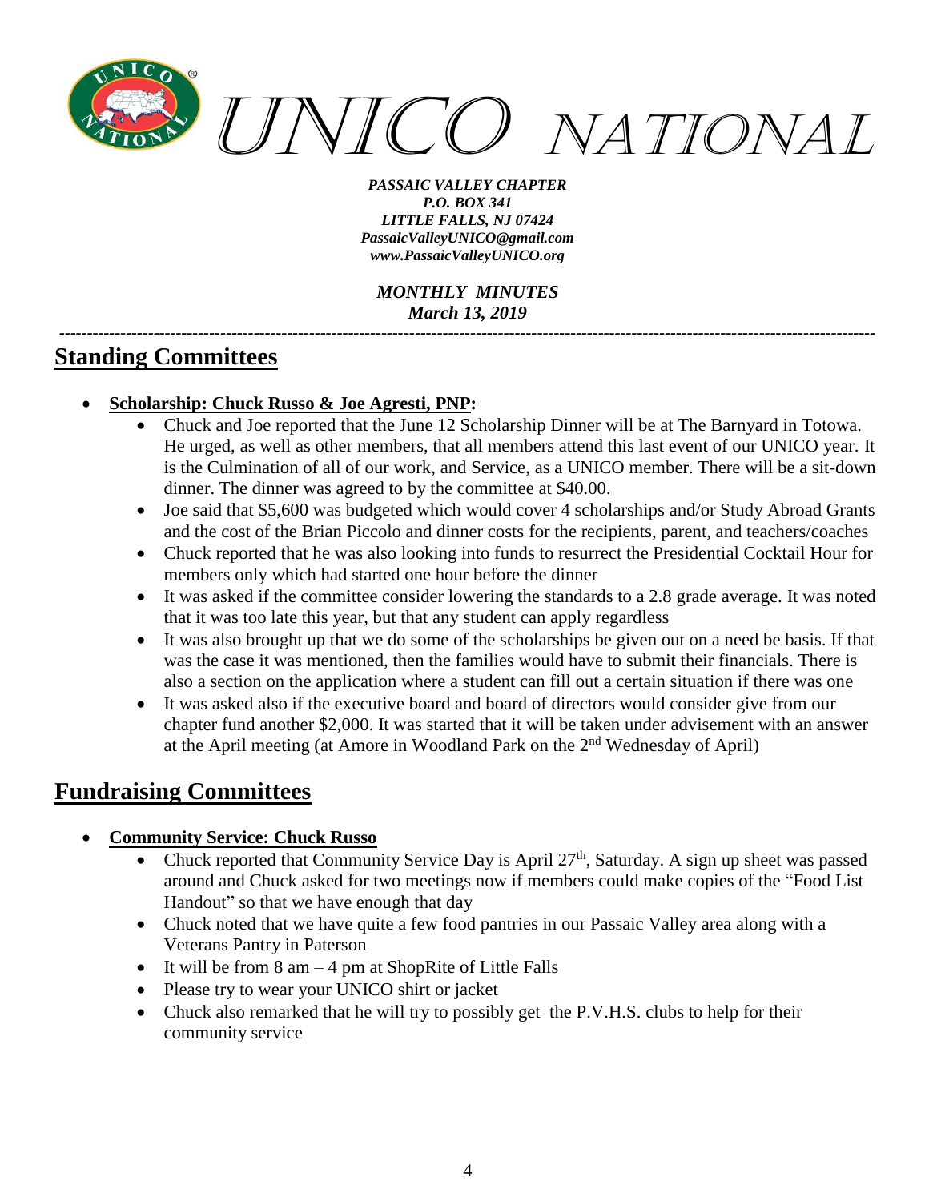*PASSAIC VALLEY CHAPTER*
*P.O. BOX 341*
*LITTLE FALLS, NJ 07424*
*PassaicValleyUNICO@gmail.com*
*www.PassaicValleyUNICO.org*

*MONTHLY MINUTES*
*March 13, 2019*

## Standing Committees

- **Scholarship: Chuck Russo & Joe Agresti, PNP:**
    - Chuck and Joe reported that the June 12 Scholarship Dinner will be at The Barnyard in Totowa. He urged, as well as other members, that all members attend this last event of our UNICO year. It is the Culmination of all of our work, and Service, as a UNICO member. There will be a sit-down dinner. The dinner was agreed to by the committee at $40.00.
    - Joe said that $5,600 was budgeted which would cover 4 scholarships and/or Study Abroad Grants and the cost of the Brian Piccolo and dinner costs for the recipients, parent, and teachers/coaches
    - Chuck reported that he was also looking into funds to resurrect the Presidential Cocktail Hour for members only which had started one hour before the dinner
    - It was asked if the committee consider lowering the standards to a 2.8 grade average. It was noted that it was too late this year, but that any student can apply regardless
    - It was also brought up that we do some of the scholarships be given out on a need be basis. If that was the case it was mentioned, then the families would have to submit their financials. There is also a section on the application where a student can fill out a certain situation if there was one
    - It was asked also if the executive board and board of directors would consider give from our chapter fund another $2,000. It was started that it will be taken under advisement with an answer at the April meeting (at Amore in Woodland Park on the 2nd Wednesday of April)

## Fundraising Committees

- **Community Service: Chuck Russo**
    - Chuck reported that Community Service Day is April 27th, Saturday. A sign up sheet was passed around and Chuck asked for two meetings now if members could make copies of the "Food List Handout" so that we have enough that day
    - Chuck noted that we have quite a few food pantries in our Passaic Valley area along with a Veterans Pantry in Paterson
    - It will be from 8 am – 4 pm at ShopRite of Little Falls
    - Please try to wear your UNICO shirt or jacket
    - Chuck also remarked that he will try to possibly get the P.V.H.S. clubs to help for their community service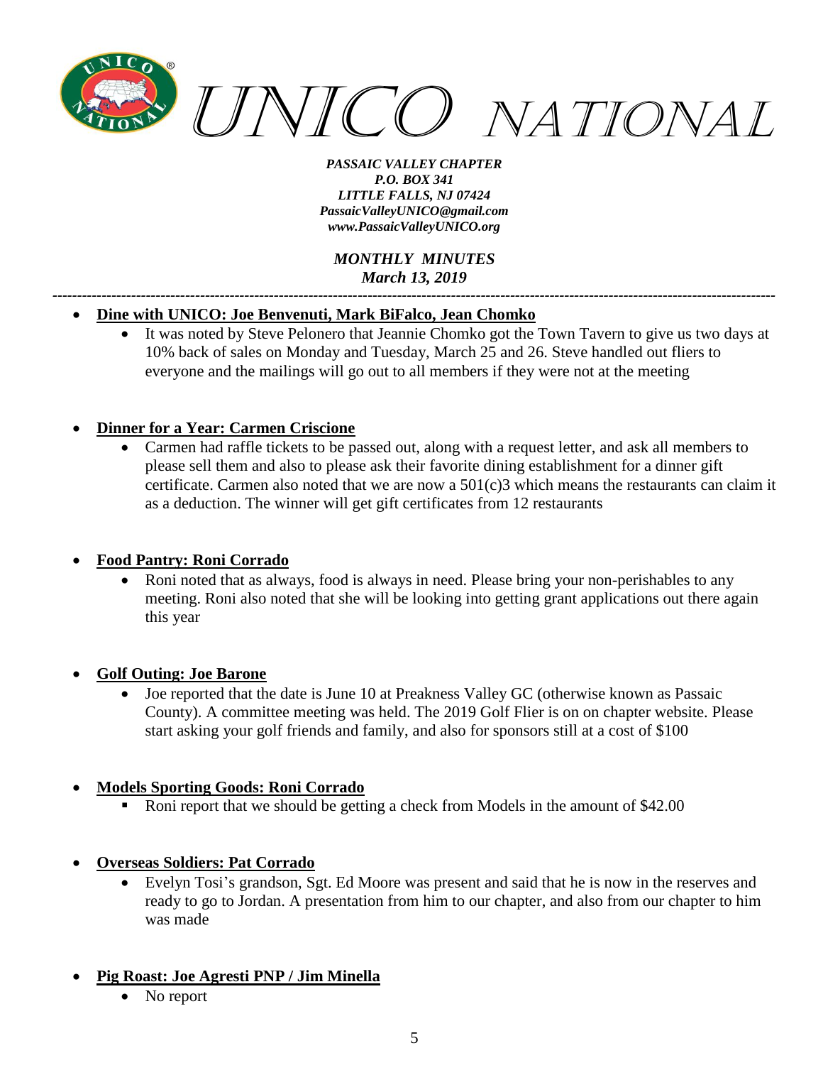- **Dine with UNICO: Joe Benvenuti, Mark BiFalco, Jean Chomko**
  - It was noted by Steve Pelonero that Jeannie Chomko got the Town Tavern to give us two days at 10% back of sales on Monday and Tuesday, March 25 and 26. Steve handled out fliers to everyone and the mailings will go out to all members if they were not at the meeting

- **Dinner for a Year: Carmen Criscione**
  - Carmen had raffle tickets to be passed out, along with a request letter, and ask all members to please sell them and also to please ask their favorite dining establishment for a dinner gift certificate. Carmen also noted that we are now a 501(c)3 which means the restaurants can claim it as a deduction. The winner will get gift certificates from 12 restaurants

- **Food Pantry: Roni Corrado**
  - Roni noted that as always, food is always in need. Please bring your non-perishables to any meeting. Roni also noted that she will be looking into getting grant applications out there again this year

- **Golf Outing: Joe Barone**
  - Joe reported that the date is June 10 at Preakness Valley GC (otherwise known as Passaic County). A committee meeting was held. The 2019 Golf Flier is on on chapter website. Please start asking your golf friends and family, and also for sponsors still at a cost of $100

- **Models Sporting Goods: Roni Corrado**
  - Roni report that we should be getting a check from Models in the amount of $42.00

- **Overseas Soldiers: Pat Corrado**
  - Evelyn Tosi's grandson, Sgt. Ed Moore was present and said that he is now in the reserves and ready to go to Jordan. A presentation from him to our chapter, and also from our chapter to him was made

- **Pig Roast: Joe Agresti PNP / Jim Minella**
  - No report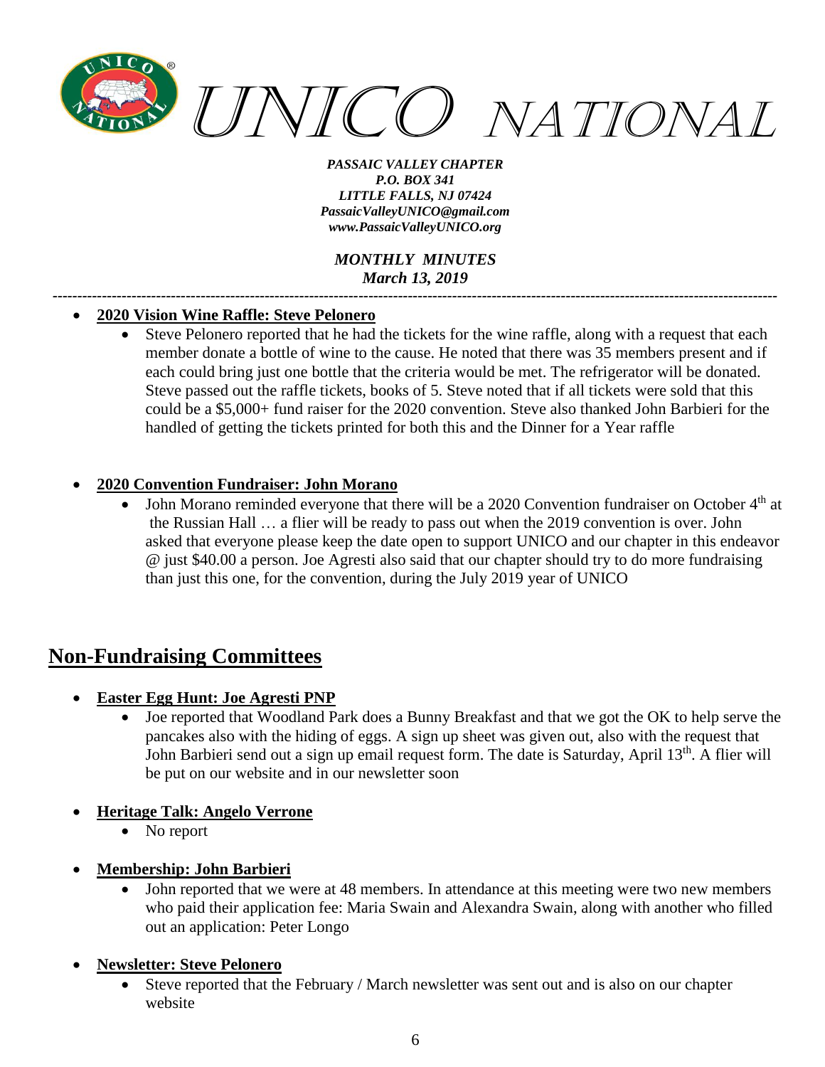- **2020 Vision Wine Raffle: Steve Pelonero**
  - Steve Pelonero reported that he had the tickets for the wine raffle, along with a request that each member donate a bottle of wine to the cause. He noted that there was 35 members present and if each could bring just one bottle that the criteria would be met. The refrigerator will be donated. Steve passed out the raffle tickets, books of 5. Steve noted that if all tickets were sold that this could be a $5,000+ fund raiser for the 2020 convention. Steve also thanked John Barbieri for the handled of getting the tickets printed for both this and the Dinner for a Year raffle

- **2020 Convention Fundraiser: John Morano**
  - John Morano reminded everyone that there will be a 2020 Convention fundraiser on October 4th at the Russian Hall … a flier will be ready to pass out when the 2019 convention is over. John asked that everyone please keep the date open to support UNICO and our chapter in this endeavor @ just $40.00 a person. Joe Agresti also said that our chapter should try to do more fundraising than just this one, for the convention, during the July 2019 year of UNICO

## Non-Fundraising Committees

- **Easter Egg Hunt: Joe Agresti PNP**
  - Joe reported that Woodland Park does a Bunny Breakfast and that we got the OK to help serve the pancakes also with the hiding of eggs. A sign up sheet was given out, also with the request that John Barbieri send out a sign up email request form. The date is Saturday, April 13th. A flier will be put on our website and in our newsletter soon

- **Heritage Talk: Angelo Verrone**
  - No report

- **Membership: John Barbieri**
  - John reported that we were at 48 members. In attendance at this meeting were two new members who paid their application fee: Maria Swain and Alexandra Swain, along with another who filled out an application: Peter Longo

- **Newsletter: Steve Pelonero**
  - Steve reported that the February / March newsletter was sent out and is also on our chapter website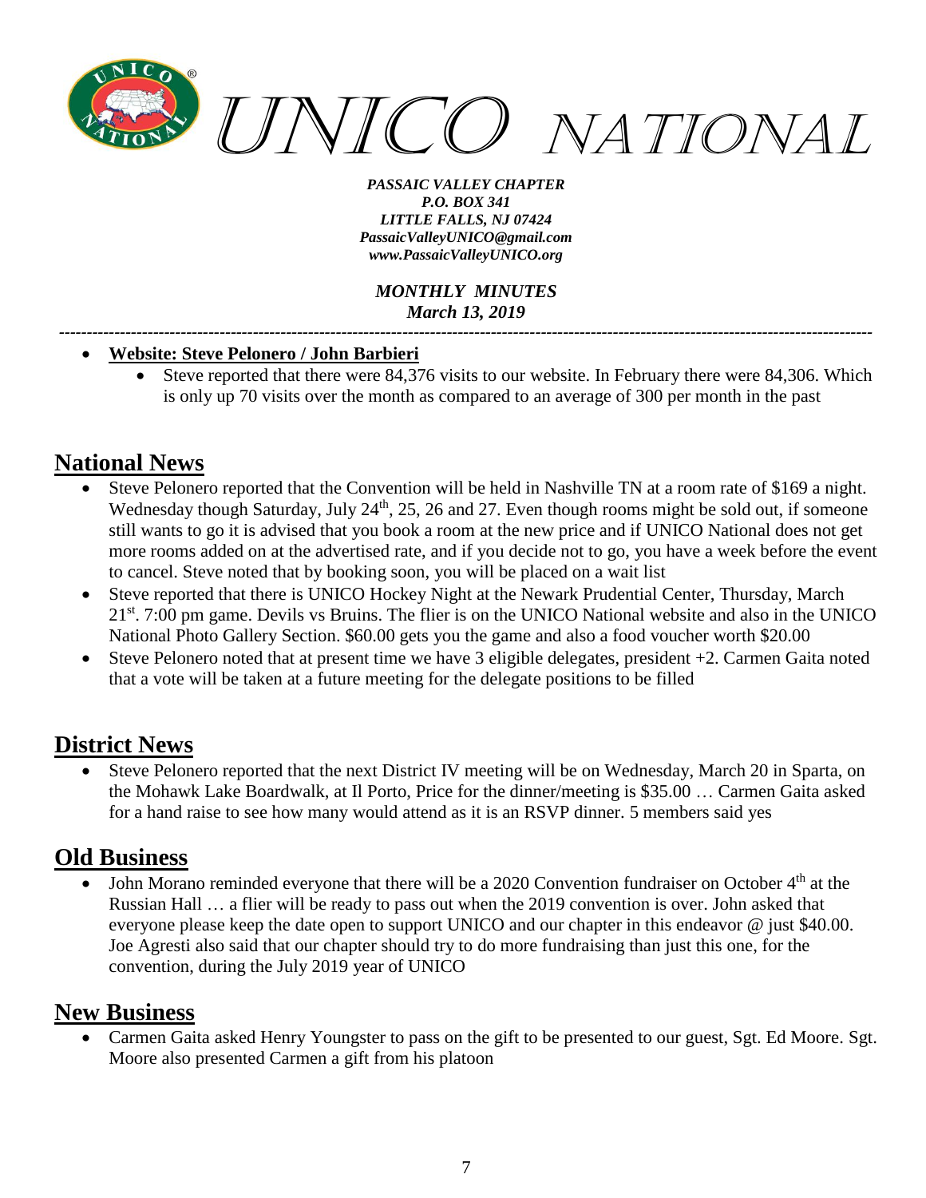- **Website: Steve Pelonero / John Barbieri**
  - Steve reported that there were 84,376 visits to our website. In February there were 84,306. Which is only up 70 visits over the month as compared to an average of 300 per month in the past

## National News

- Steve Pelonero reported that the Convention will be held in Nashville TN at a room rate of $169 a night. Wednesday though Saturday, July 24th, 25, 26 and 27. Even though rooms might be sold out, if someone still wants to go it is advised that you book a room at the new price and if UNICO National does not get more rooms added on at the advertised rate, and if you decide not to go, you have a week before the event to cancel. Steve noted that by booking soon, you will be placed on a wait list
- Steve reported that there is UNICO Hockey Night at the Newark Prudential Center, Thursday, March 21st. 7:00 pm game. Devils vs Bruins. The flier is on the UNICO National website and also in the UNICO National Photo Gallery Section. $60.00 gets you the game and also a food voucher worth $20.00
- Steve Pelonero noted that at present time we have 3 eligible delegates, president +2. Carmen Gaita noted that a vote will be taken at a future meeting for the delegate positions to be filled

## District News

- Steve Pelonero reported that the next District IV meeting will be on Wednesday, March 20 in Sparta, on the Mohawk Lake Boardwalk, at Il Porto, Price for the dinner/meeting is $35.00 … Carmen Gaita asked for a hand raise to see how many would attend as it is an RSVP dinner. 5 members said yes

## Old Business

- John Morano reminded everyone that there will be a 2020 Convention fundraiser on October 4th at the Russian Hall … a flier will be ready to pass out when the 2019 convention is over. John asked that everyone please keep the date open to support UNICO and our chapter in this endeavor @ just $40.00. Joe Agresti also said that our chapter should try to do more fundraising than just this one, for the convention, during the July 2019 year of UNICO

## New Business

- Carmen Gaita asked Henry Youngster to pass on the gift to be presented to our guest, Sgt. Ed Moore. Sgt. Moore also presented Carmen a gift from his platoon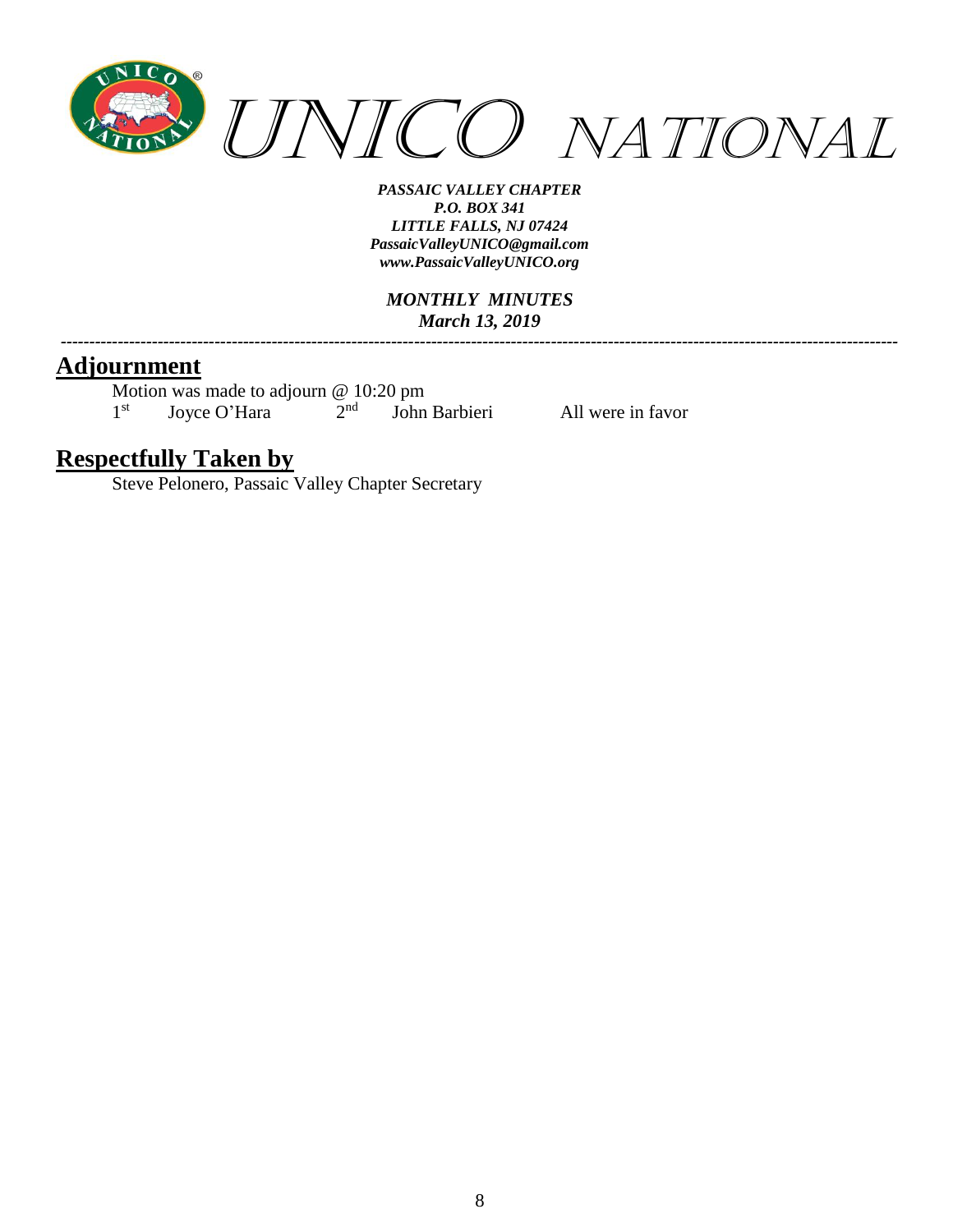*PASSAIC VALLEY CHAPTER*
*P.O. BOX 341*
*LITTLE FALLS, NJ 07424*
*PassaicValleyUNICO@gmail.com*
*www.PassaicValleyUNICO.org*

*MONTHLY MINUTES*
*March 13, 2019*

---

## Adjournment

Motion was made to adjourn @ 10:20 pm

1st Joyce O'Hara 2nd John Barbieri All were in favor

## Respectfully Taken by

Steve Pelonero, Passaic Valley Chapter Secretary